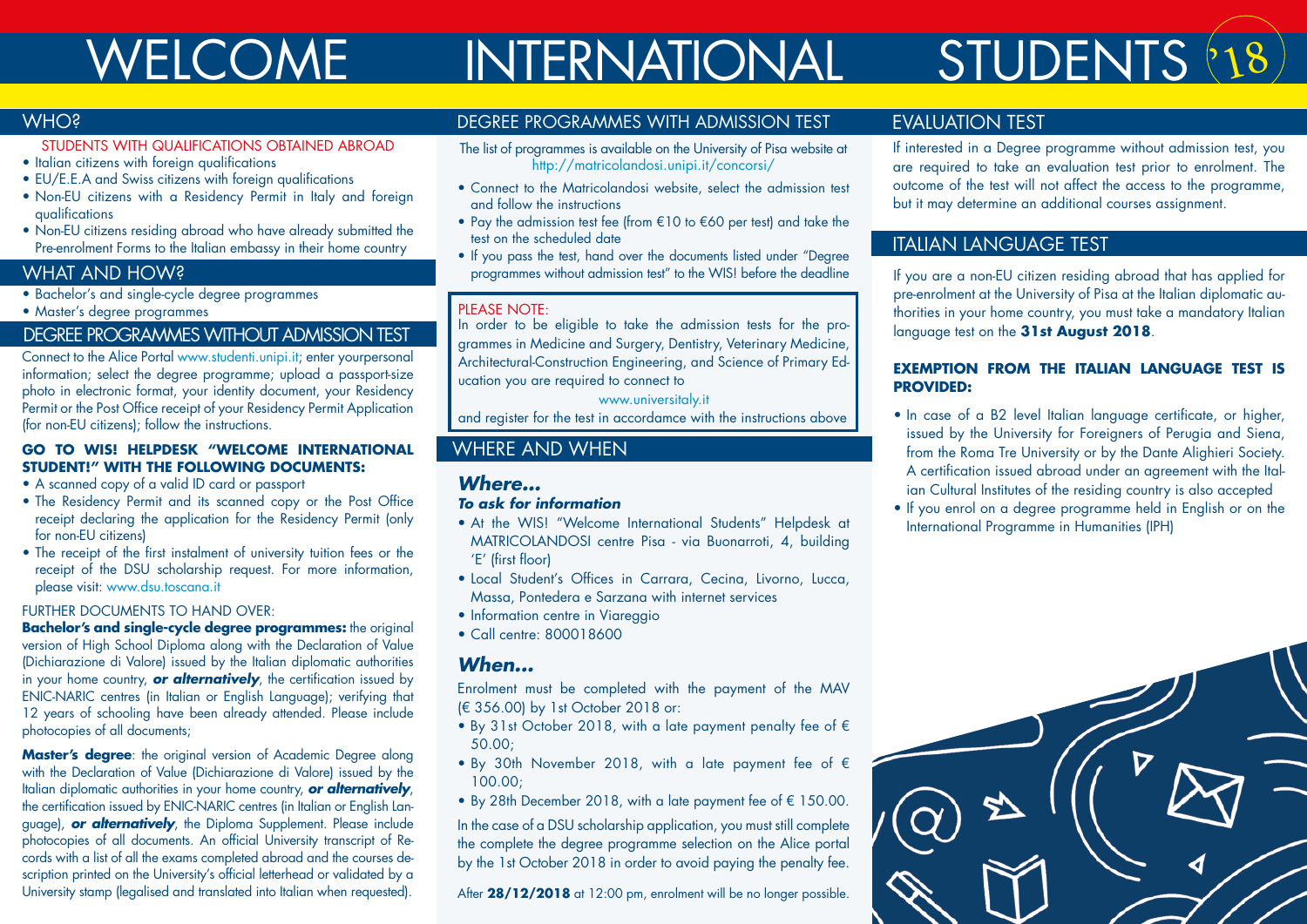# WELCOME INTERNATIONAL STUDENTS '18

## WHO?

STUDENTS WITH QUALIFICATIONS OBTAINED ABROAD

- Italian citizens with foreign qualifications
- EU/E.E.A and Swiss citizens with foreign qualifications
- Non-EU citizens with a Residency Permit in Italy and foreign qualifications
- Non-EU citizens residing abroad who have already submitted the Pre-enrolment Forms to the Italian embassy in their home country

## WHAT AND HOW?

- Bachelor's and single-cycle degree programmes
- Master's degree programmes

## DEGREE PROGRAMMES WITHOUT ADMISSION TEST

Connect to the Alice Portal www.studenti.unipi.it; enter yourpersonal information; select the degree programme; upload a passport-size photo in electronic format, your identity document, your Residency Permit or the Post Office receipt of your Residency Permit Application (for non-EU citizens); follow the instructions.

**GO TO WIS! HELPDESK "WELCOME INTERNATIONAL STUDENT!" WITH THE FOLLOWING DOCUMENTS:**

- A scanned copy of a valid ID card or passport
- The Residency Permit and its scanned copy or the Post Office receipt declaring the application for the Residency Permit (only for non-EU citizens)
- The receipt of the first instalment of university tuition fees or the receipt of the DSU scholarship request. For more information, please visit: www.dsu.toscana.it

FURTHER DOCUMENTS TO HAND OVER:

**Bachelor's and single-cycle degree programmes:** the original version of High School Diploma along with the Declaration of Value (Dichiarazione di Valore) issued by the Italian diplomatic authorities in your home country, ***or alternatively***, the certification issued by ENIC-NARIC centres (in Italian or English Language); verifying that 12 years of schooling have been already attended. Please include photocopies of all documents;

**Master's degree**: the original version of Academic Degree along with the Declaration of Value (Dichiarazione di Valore) issued by the Italian diplomatic authorities in your home country, ***or alternatively***, the certification issued by ENIC-NARIC centres (in Italian or English Language), ***or alternatively***, the Diploma Supplement. Please include photocopies of all documents. An official University transcript of Records with a list of all the exams completed abroad and the courses description printed on the University's official letterhead or validated by a University stamp (legalised and translated into Italian when requested).

## DEGREE PROGRAMMES WITH ADMISSION TEST

The list of programmes is available on the University of Pisa website at http://matricolandosi.unipi.it/concorsi/

- Connect to the Matricolandosi website, select the admission test and follow the instructions
- Pay the admission test fee (from €10 to €60 per test) and take the test on the scheduled date
- If you pass the test, hand over the documents listed under "Degree programmes without admission test" to the WIS! before the deadline

PLEASE NOTE:
In order to be eligible to take the admission tests for the programmes in Medicine and Surgery, Dentistry, Veterinary Medicine, Architectural-Construction Engineering, and Science of Primary Education you are required to connect to

www.universitaly.it

and register for the test in accordamce with the instructions above

## WHERE AND WHEN

### *Where...*

***To ask for information***

- At the WIS! "Welcome International Students" Helpdesk at MATRICOLANDOSI centre Pisa - via Buonarroti, 4, building 'E' (first floor)
- Local Student's Offices in Carrara, Cecina, Livorno, Lucca, Massa, Pontedera e Sarzana with internet services
- Information centre in Viareggio
- Call centre: 800018600

### *When...*

Enrolment must be completed with the payment of the MAV (€ 356.00) by 1st October 2018 or:

- By 31st October 2018, with a late payment penalty fee of € 50.00;
- By 30th November 2018, with a late payment fee of € 100.00;
- By 28th December 2018, with a late payment fee of € 150.00.

In the case of a DSU scholarship application, you must still complete the complete the degree programme selection on the Alice portal by the 1st October 2018 in order to avoid paying the penalty fee.

After **28/12/2018** at 12:00 pm, enrolment will be no longer possible.

## EVALUATION TEST

If interested in a Degree programme without admission test, you are required to take an evaluation test prior to enrolment. The outcome of the test will not affect the access to the programme, but it may determine an additional courses assignment.

## ITALIAN LANGUAGE TEST

If you are a non-EU citizen residing abroad that has applied for pre-enrolment at the University of Pisa at the Italian diplomatic authorities in your home country, you must take a mandatory Italian language test on the **31st August 2018**.

**EXEMPTION FROM THE ITALIAN LANGUAGE TEST IS PROVIDED:**

- In case of a B2 level Italian language certificate, or higher, issued by the University for Foreigners of Perugia and Siena, from the Roma Tre University or by the Dante Alighieri Society. A certification issued abroad under an agreement with the Italian Cultural Institutes of the residing country is also accepted
- If you enrol on a degree programme held in English or on the International Programme in Humanities (IPH)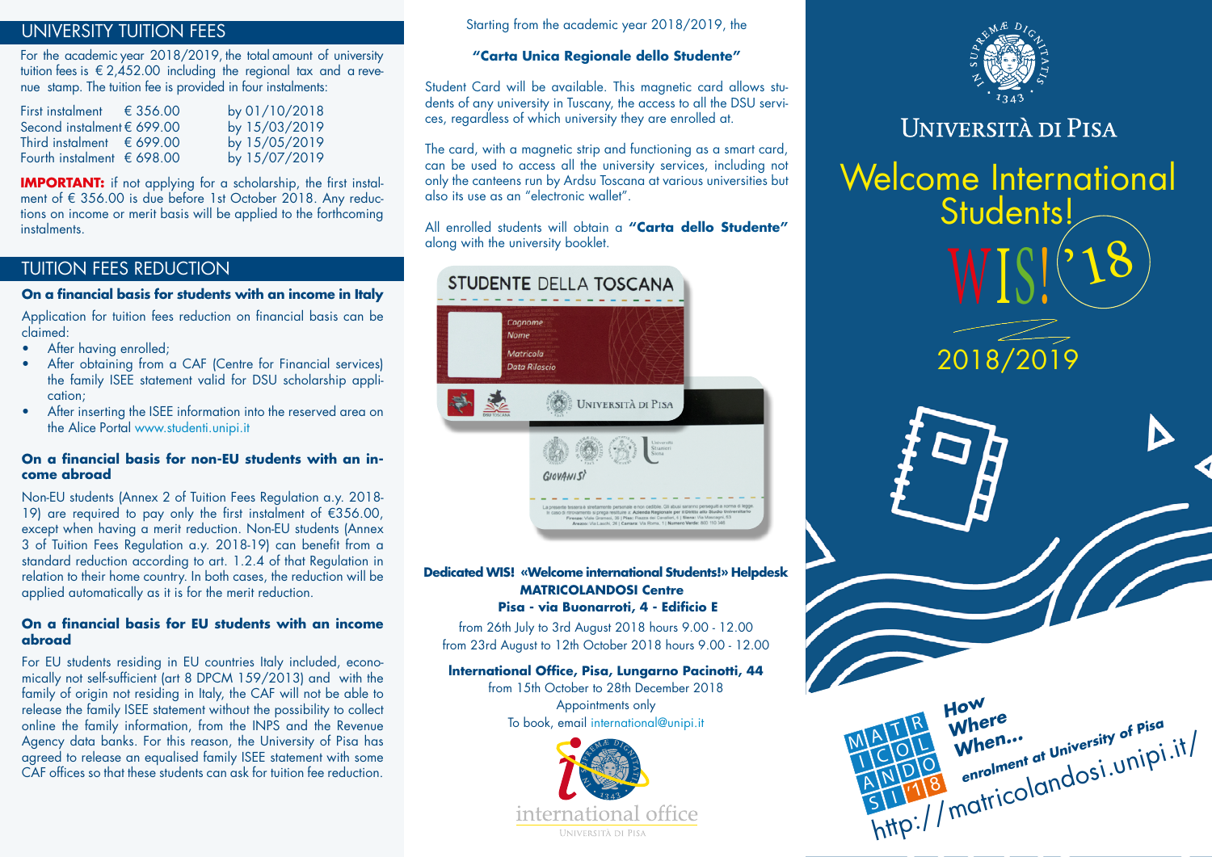## UNIVERSITY TUITION FEES

For the academic year 2018/2019, the total amount of university tuition fees is € 2,452.00 including the regional tax and a revenue stamp. The tuition fee is provided in four instalments:

| | | |
|---|---|---|
| First instalment | € 356.00 | by 01/10/2018 |
| Second instalment | € 699.00 | by 15/03/2019 |
| Third instalment | € 699.00 | by 15/05/2019 |
| Fourth instalment | € 698.00 | by 15/07/2019 |

**IMPORTANT:** if not applying for a scholarship, the first instalment of € 356.00 is due before 1st October 2018. Any reductions on income or merit basis will be applied to the forthcoming instalments.

## TUITION FEES REDUCTION

### On a financial basis for students with an income in Italy

Application for tuition fees reduction on financial basis can be claimed:

- After having enrolled;
- After obtaining from a CAF (Centre for Financial services) the family ISEE statement valid for DSU scholarship application;
- After inserting the ISEE information into the reserved area on the Alice Portal www.studenti.unipi.it

### On a financial basis for non-EU students with an income abroad

Non-EU students (Annex 2 of Tuition Fees Regulation a.y. 2018-19) are required to pay only the first instalment of €356.00, except when having a merit reduction. Non-EU students (Annex 3 of Tuition Fees Regulation a.y. 2018-19) can benefit from a standard reduction according to art. 1.2.4 of that Regulation in relation to their home country. In both cases, the reduction will be applied automatically as it is for the merit reduction.

### On a financial basis for EU students with an income abroad

For EU students residing in EU countries Italy included, economically not self-sufficient (art 8 DPCM 159/2013) and with the family of origin not residing in Italy, the CAF will not be able to release the family ISEE statement without the possibility to collect online the family information, from the INPS and the Revenue Agency data banks. For this reason, the University of Pisa has agreed to release an equalised family ISEE statement with some CAF offices so that these students can ask for tuition fee reduction.

Starting from the academic year 2018/2019, the

**"Carta Unica Regionale dello Studente"**

Student Card will be available. This magnetic card allows students of any university in Tuscany, the access to all the DSU services, regardless of which university they are enrolled at.

The card, with a magnetic strip and functioning as a smart card, can be used to access all the university services, including not only the canteens run by Ardsu Toscana at various universities but also its use as an "electronic wallet".

All enrolled students will obtain a **"Carta dello Studente"** along with the university booklet.

**Dedicated WIS! «Welcome international Students!» Helpdesk**
**MATRICOLANDOSI Centre**
**Pisa - via Buonarroti, 4 - Edificio E**

from 26th July to 3rd August 2018 hours 9.00 - 12.00
from 23rd August to 12th October 2018 hours 9.00 - 12.00

**International Office, Pisa, Lungarno Pacinotti, 44**
from 15th October to 28th December 2018
Appointments only
To book, email international@unipi.it

international office
UNIVERSITÀ DI PISA

UNIVERSITÀ DI PISA

# Welcome International Students!

WIS! '18

2018/2019

MATRICOLANDOSI '18

How
Where
When...
enrolment at University of Pisa
http://matricolandosi.unipi.it/